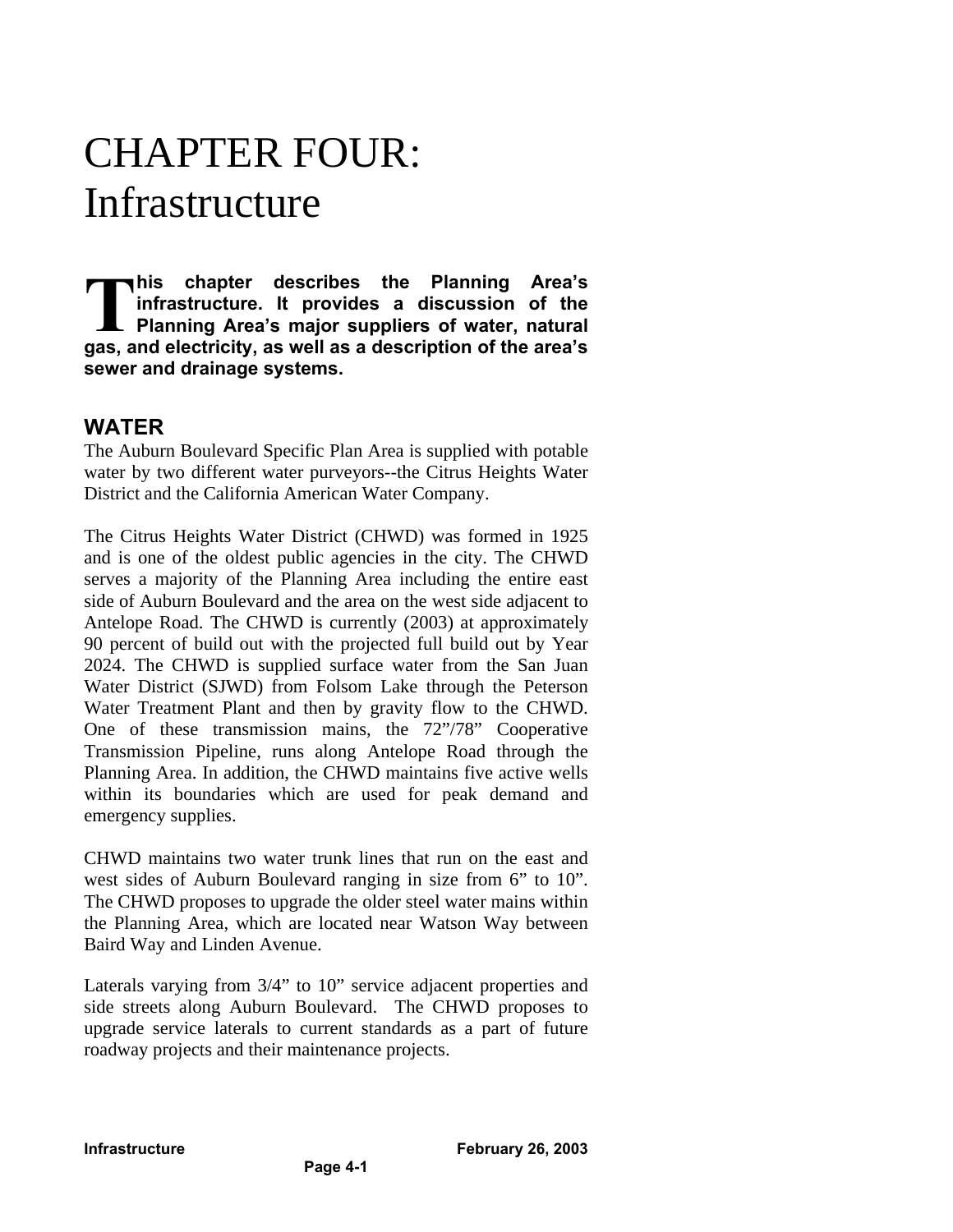# CHAPTER FOUR: Infrastructure

**This chapter describes the Planning Area's infrastructure. It provides a discussion of the Planning Area's major suppliers of water, natural gas, and electricity, as well as a description of the area's sewer and drainage systems.**

## WATER

The Auburn Boulevard Specific Plan Area is supplied with potable water by two different water purveyors--the Citrus Heights Water District and the California American Water Company.

The Citrus Heights Water District (CHWD) was formed in 1925 and is one of the oldest public agencies in the city. The CHWD serves a majority of the Planning Area including the entire east side of Auburn Boulevard and the area on the west side adjacent to Antelope Road. The CHWD is currently (2003) at approximately 90 percent of build out with the projected full build out by Year 2024. The CHWD is supplied surface water from the San Juan Water District (SJWD) from Folsom Lake through the Peterson Water Treatment Plant and then by gravity flow to the CHWD. One of these transmission mains, the 72"/78" Cooperative Transmission Pipeline, runs along Antelope Road through the Planning Area. In addition, the CHWD maintains five active wells within its boundaries which are used for peak demand and emergency supplies.

CHWD maintains two water trunk lines that run on the east and west sides of Auburn Boulevard ranging in size from 6" to 10". The CHWD proposes to upgrade the older steel water mains within the Planning Area, which are located near Watson Way between Baird Way and Linden Avenue.

Laterals varying from 3/4" to 10" service adjacent properties and side streets along Auburn Boulevard. The CHWD proposes to upgrade service laterals to current standards as a part of future roadway projects and their maintenance projects.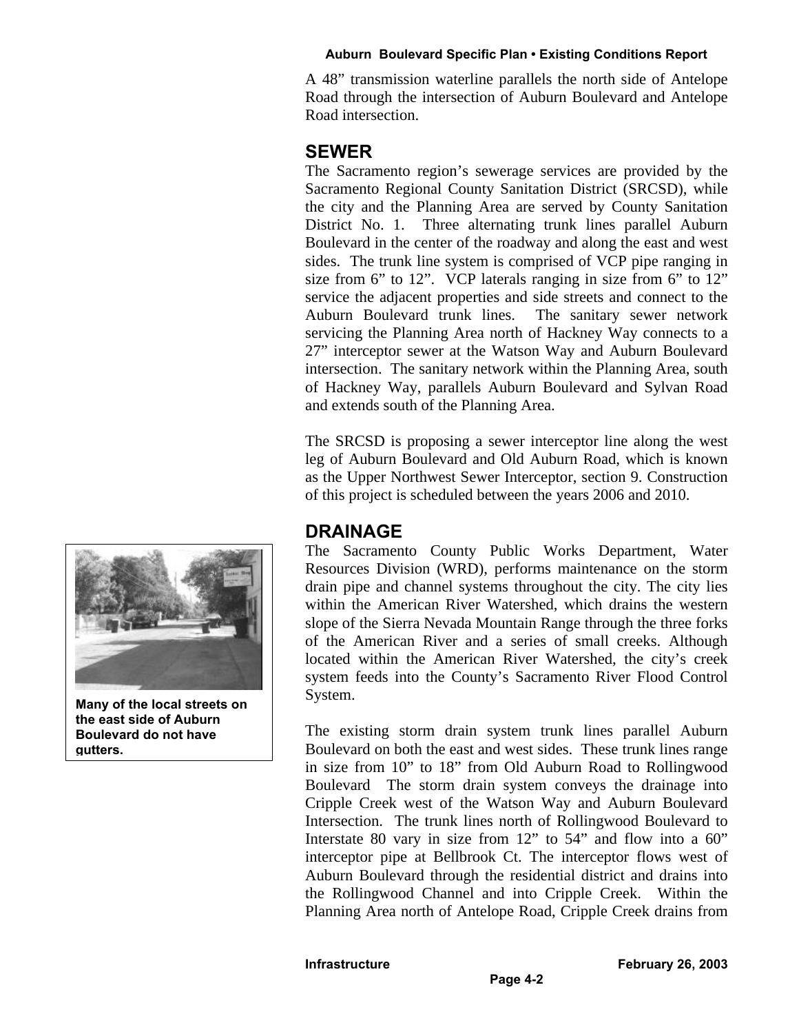A 48" transmission waterline parallels the north side of Antelope Road through the intersection of Auburn Boulevard and Antelope Road intersection.

## SEWER

The Sacramento region's sewerage services are provided by the Sacramento Regional County Sanitation District (SRCSD), while the city and the Planning Area are served by County Sanitation District No. 1. Three alternating trunk lines parallel Auburn Boulevard in the center of the roadway and along the east and west sides. The trunk line system is comprised of VCP pipe ranging in size from 6" to 12". VCP laterals ranging in size from 6" to 12" service the adjacent properties and side streets and connect to the Auburn Boulevard trunk lines. The sanitary sewer network servicing the Planning Area north of Hackney Way connects to a 27" interceptor sewer at the Watson Way and Auburn Boulevard intersection. The sanitary network within the Planning Area, south of Hackney Way, parallels Auburn Boulevard and Sylvan Road and extends south of the Planning Area.

The SRCSD is proposing a sewer interceptor line along the west leg of Auburn Boulevard and Old Auburn Road, which is known as the Upper Northwest Sewer Interceptor, section 9. Construction of this project is scheduled between the years 2006 and 2010.

## DRAINAGE

**Many of the local streets on the east side of Auburn Boulevard do not have gutters.**

The Sacramento County Public Works Department, Water Resources Division (WRD), performs maintenance on the storm drain pipe and channel systems throughout the city. The city lies within the American River Watershed, which drains the western slope of the Sierra Nevada Mountain Range through the three forks of the American River and a series of small creeks. Although located within the American River Watershed, the city's creek system feeds into the County's Sacramento River Flood Control System.

The existing storm drain system trunk lines parallel Auburn Boulevard on both the east and west sides. These trunk lines range in size from 10" to 18" from Old Auburn Road to Rollingwood Boulevard The storm drain system conveys the drainage into Cripple Creek west of the Watson Way and Auburn Boulevard Intersection. The trunk lines north of Rollingwood Boulevard to Interstate 80 vary in size from 12" to 54" and flow into a 60" interceptor pipe at Bellbrook Ct. The interceptor flows west of Auburn Boulevard through the residential district and drains into the Rollingwood Channel and into Cripple Creek. Within the Planning Area north of Antelope Road, Cripple Creek drains from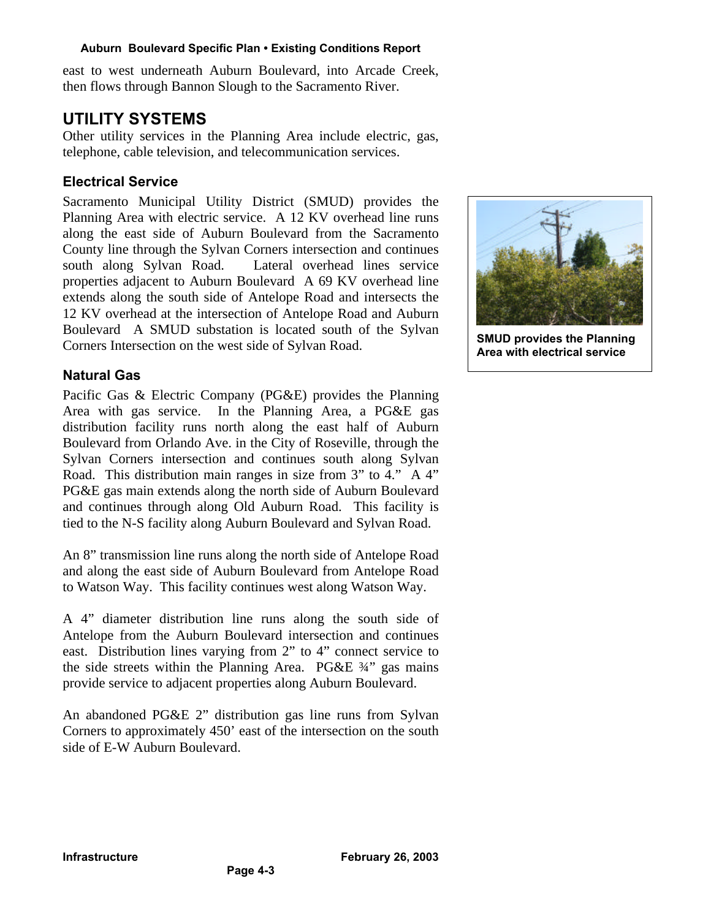east to west underneath Auburn Boulevard, into Arcade Creek, then flows through Bannon Slough to the Sacramento River.

## UTILITY SYSTEMS

Other utility services in the Planning Area include electric, gas, telephone, cable television, and telecommunication services.

### Electrical Service

Sacramento Municipal Utility District (SMUD) provides the Planning Area with electric service. A 12 KV overhead line runs along the east side of Auburn Boulevard from the Sacramento County line through the Sylvan Corners intersection and continues south along Sylvan Road. Lateral overhead lines service properties adjacent to Auburn Boulevard A 69 KV overhead line extends along the south side of Antelope Road and intersects the 12 KV overhead at the intersection of Antelope Road and Auburn Boulevard A SMUD substation is located south of the Sylvan Corners Intersection on the west side of Sylvan Road.

**SMUD provides the Planning Area with electrical service**

### Natural Gas

Pacific Gas & Electric Company (PG&E) provides the Planning Area with gas service. In the Planning Area, a PG&E gas distribution facility runs north along the east half of Auburn Boulevard from Orlando Ave. in the City of Roseville, through the Sylvan Corners intersection and continues south along Sylvan Road. This distribution main ranges in size from 3" to 4." A 4" PG&E gas main extends along the north side of Auburn Boulevard and continues through along Old Auburn Road. This facility is tied to the N-S facility along Auburn Boulevard and Sylvan Road.

An 8" transmission line runs along the north side of Antelope Road and along the east side of Auburn Boulevard from Antelope Road to Watson Way. This facility continues west along Watson Way.

A 4" diameter distribution line runs along the south side of Antelope from the Auburn Boulevard intersection and continues east. Distribution lines varying from 2" to 4" connect service to the side streets within the Planning Area. PG&E ¾" gas mains provide service to adjacent properties along Auburn Boulevard.

An abandoned PG&E 2" distribution gas line runs from Sylvan Corners to approximately 450' east of the intersection on the south side of E-W Auburn Boulevard.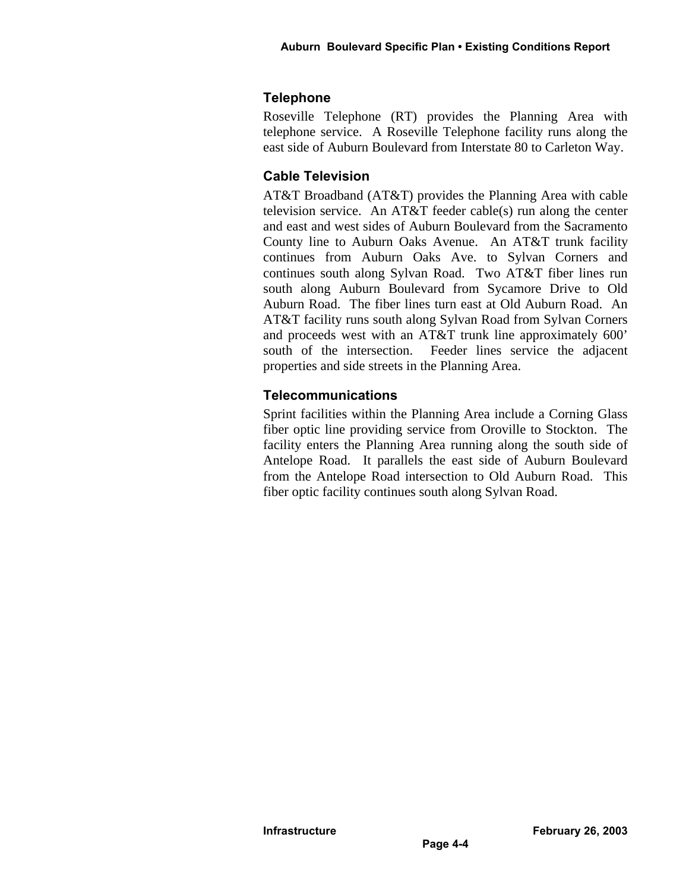### Telephone

Roseville Telephone (RT) provides the Planning Area with telephone service. A Roseville Telephone facility runs along the east side of Auburn Boulevard from Interstate 80 to Carleton Way.

### Cable Television

AT&T Broadband (AT&T) provides the Planning Area with cable television service. An AT&T feeder cable(s) run along the center and east and west sides of Auburn Boulevard from the Sacramento County line to Auburn Oaks Avenue. An AT&T trunk facility continues from Auburn Oaks Ave. to Sylvan Corners and continues south along Sylvan Road. Two AT&T fiber lines run south along Auburn Boulevard from Sycamore Drive to Old Auburn Road. The fiber lines turn east at Old Auburn Road. An AT&T facility runs south along Sylvan Road from Sylvan Corners and proceeds west with an AT&T trunk line approximately 600' south of the intersection. Feeder lines service the adjacent properties and side streets in the Planning Area.

### Telecommunications

Sprint facilities within the Planning Area include a Corning Glass fiber optic line providing service from Oroville to Stockton. The facility enters the Planning Area running along the south side of Antelope Road. It parallels the east side of Auburn Boulevard from the Antelope Road intersection to Old Auburn Road. This fiber optic facility continues south along Sylvan Road.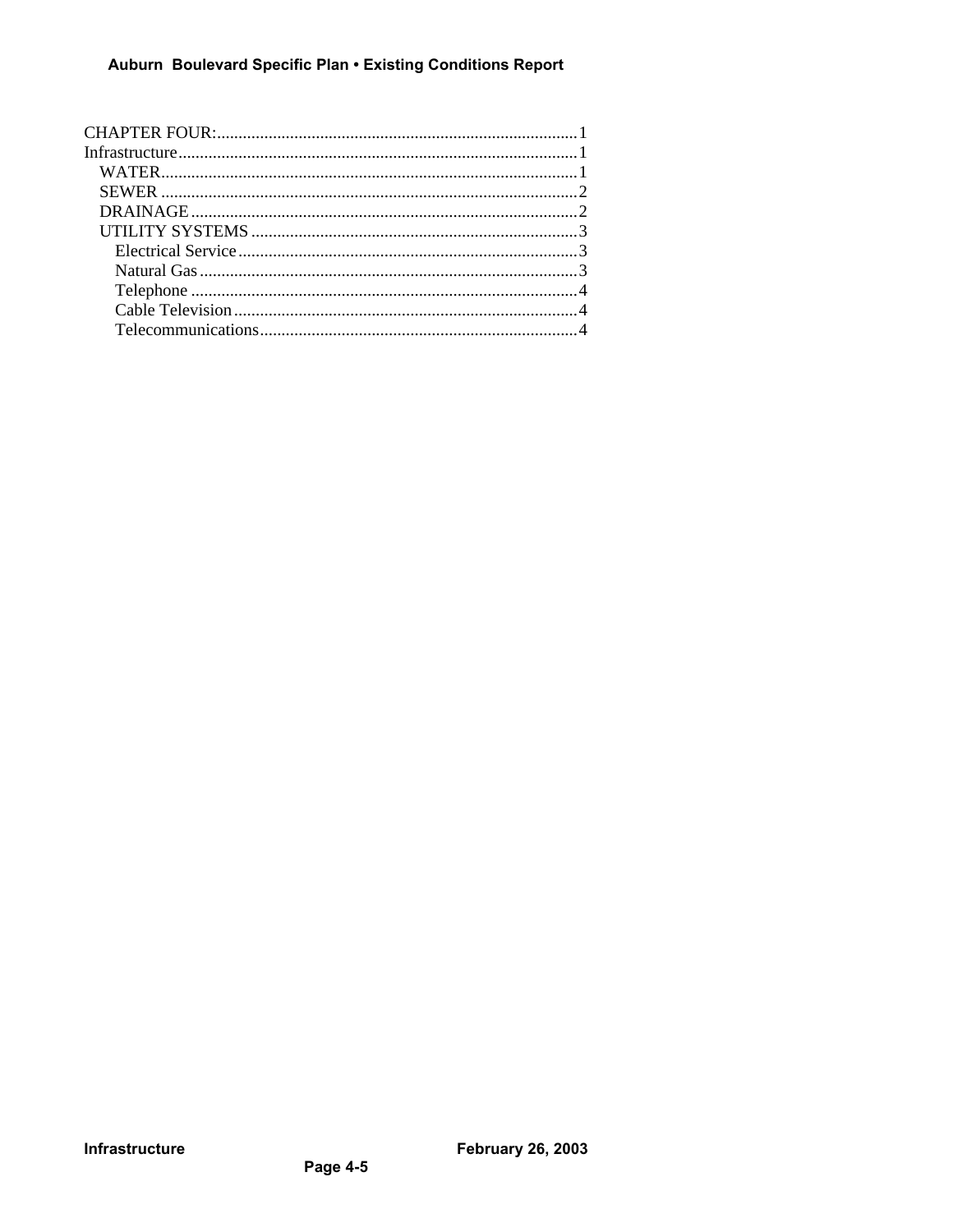CHAPTER FOUR: 1
Infrastructure 1
- WATER 1
- SEWER 2
- DRAINAGE 2
- UTILITY SYSTEMS 3
  - Electrical Service 3
  - Natural Gas 3
  - Telephone 4
  - Cable Television 4
  - Telecommunications 4